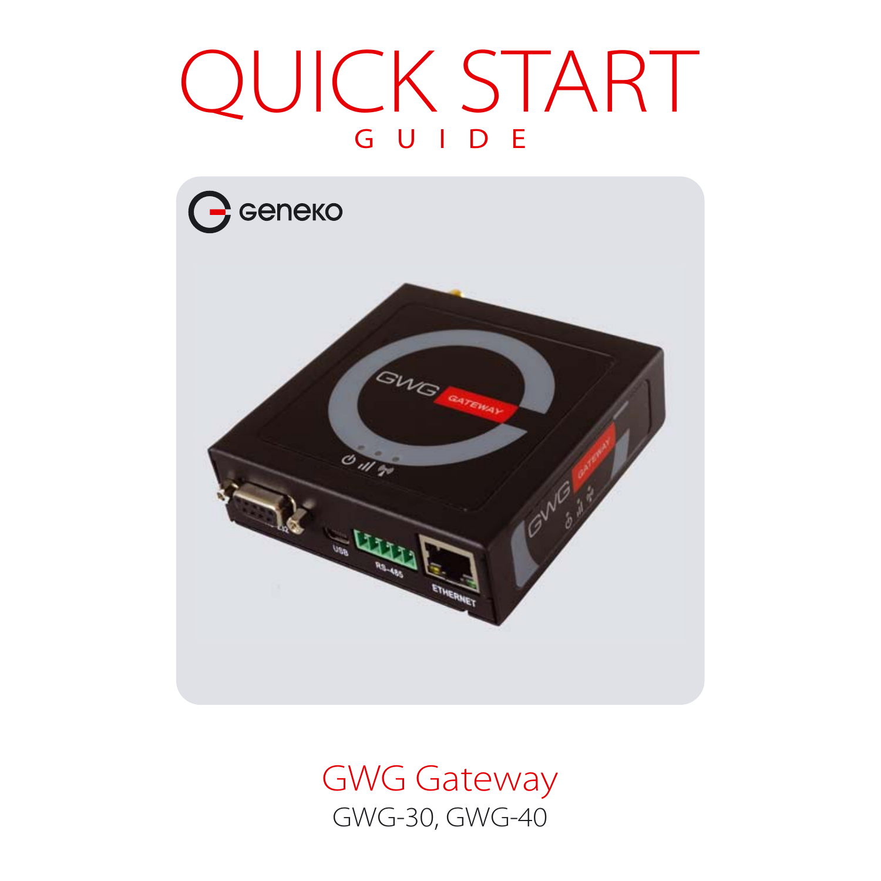# QUICK START

## GUIDE

## GWG Gateway

GWG-30, GWG-40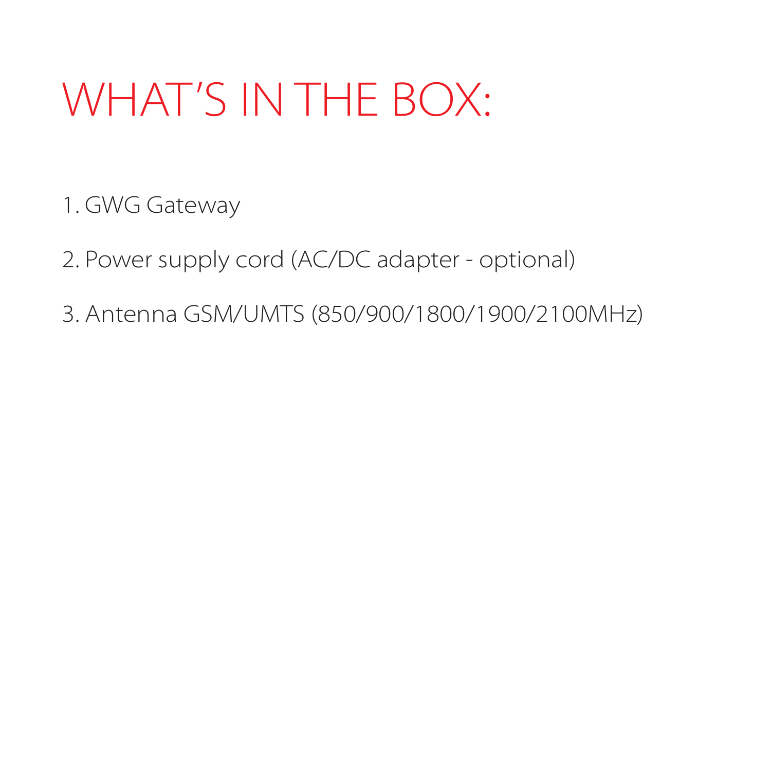# WHAT'S IN THE BOX:

1. GWG Gateway
2. Power supply cord (AC/DC adapter - optional)
3. Antenna GSM/UMTS (850/900/1800/1900/2100MHz)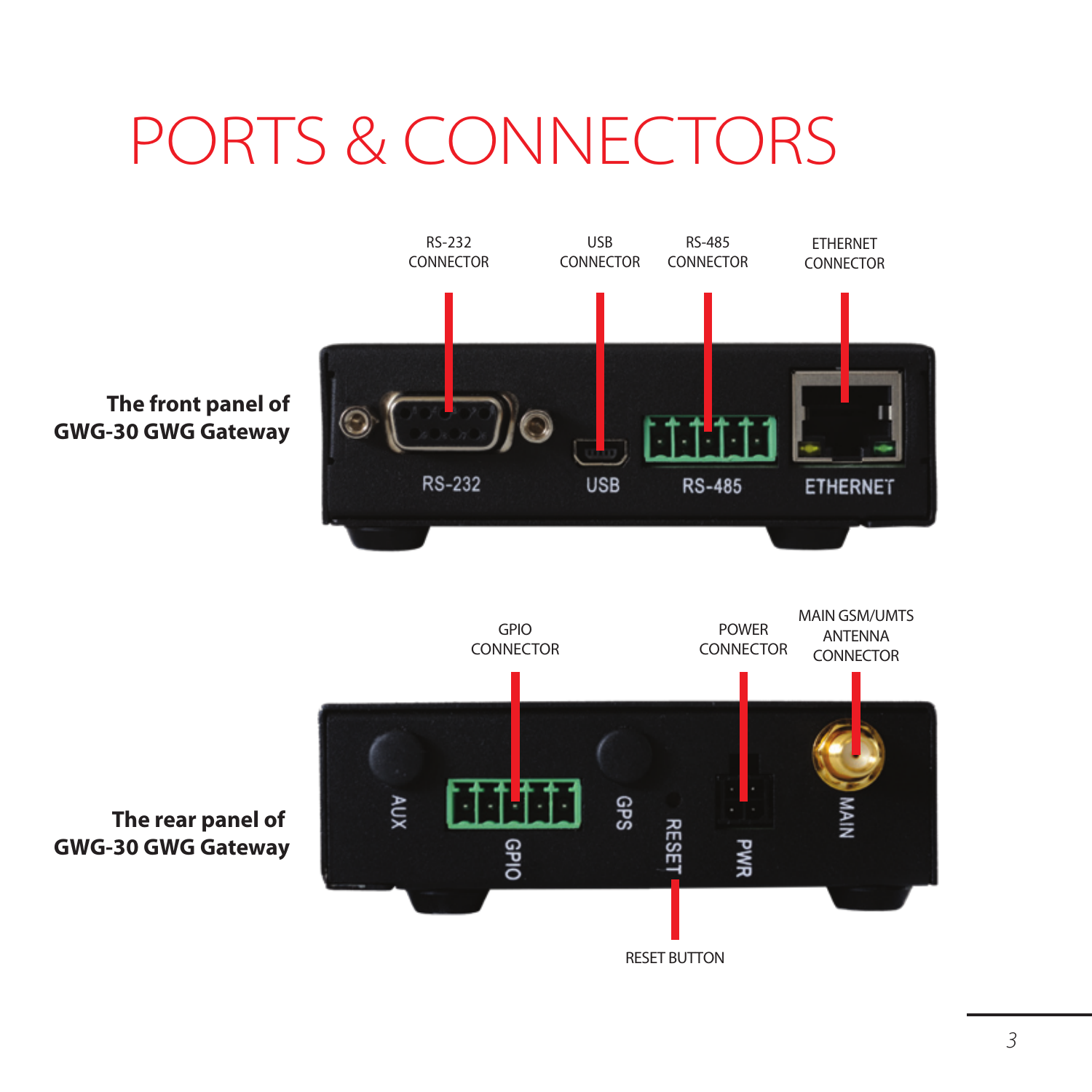# PORTS & CONNECTORS

**The front panel of GWG-30 GWG Gateway**

RS-232 CONNECTOR

USB CONNECTOR

RS-485 CONNECTOR

ETHERNET CONNECTOR

**The rear panel of GWG-30 GWG Gateway**

GPIO CONNECTOR

POWER CONNECTOR

MAIN GSM/UMTS ANTENNA CONNECTOR

RESET BUTTON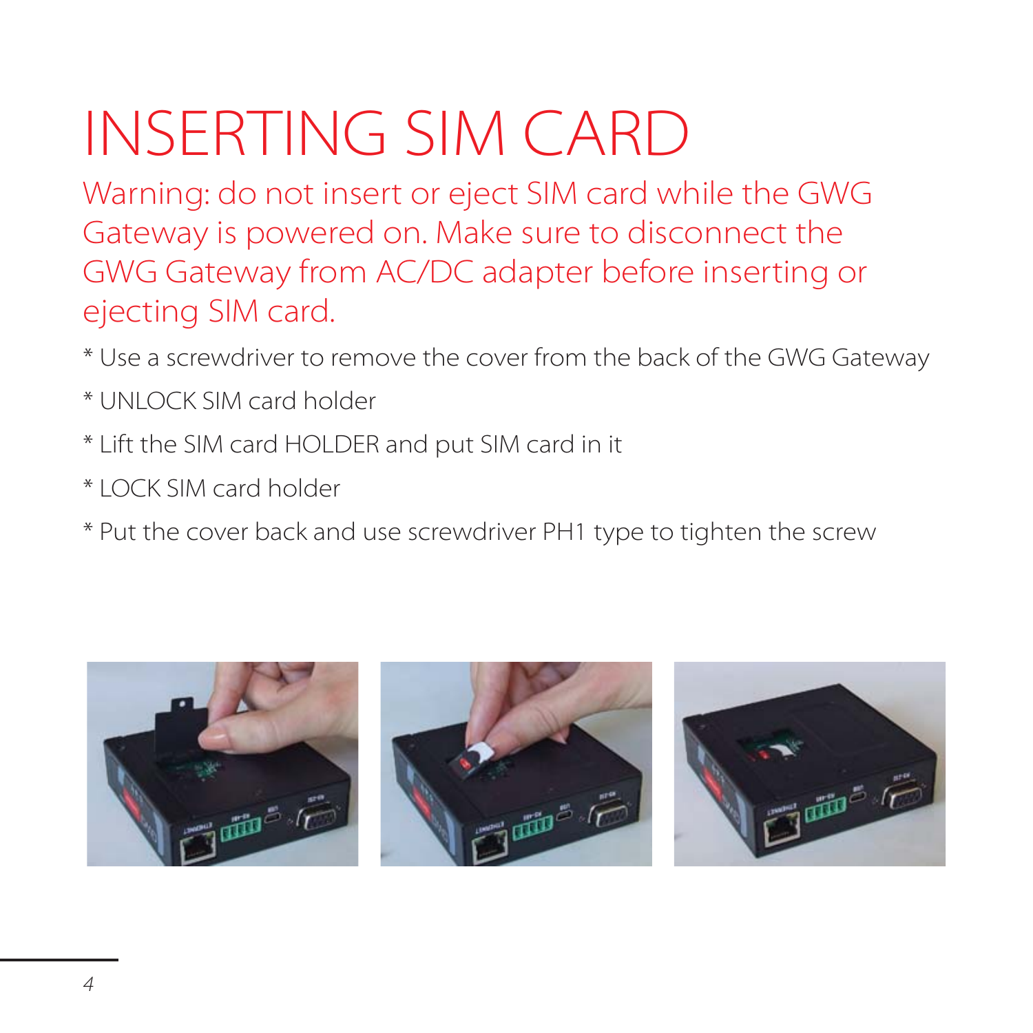# INSERTING SIM CARD

Warning: do not insert or eject SIM card while the GWG Gateway is powered on. Make sure to disconnect the GWG Gateway from AC/DC adapter before inserting or ejecting SIM card.

* Use a screwdriver to remove the cover from the back of the GWG Gateway
* UNLOCK SIM card holder
* Lift the SIM card HOLDER and put SIM card in it
* LOCK SIM card holder
* Put the cover back and use screwdriver PH1 type to tighten the screw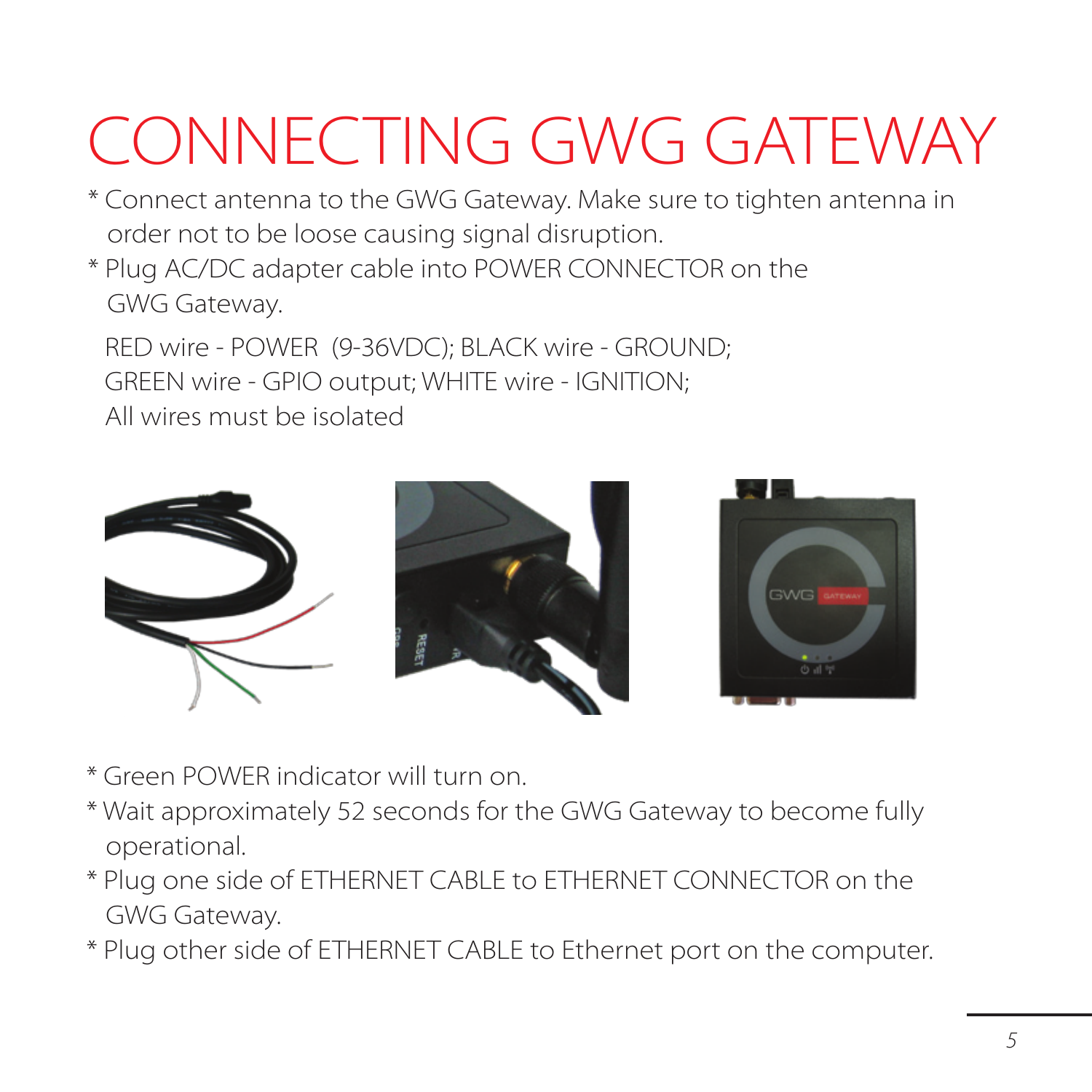# CONNECTING GWG GATEWAY

* Connect antenna to the GWG Gateway. Make sure to tighten antenna in order not to be loose causing signal disruption.
* Plug AC/DC adapter cable into POWER CONNECTOR on the GWG Gateway.

  RED wire - POWER (9-36VDC); BLACK wire - GROUND;
  GREEN wire - GPIO output; WHITE wire - IGNITION;
  All wires must be isolated

* Green POWER indicator will turn on.
* Wait approximately 52 seconds for the GWG Gateway to become fully operational.
* Plug one side of ETHERNET CABLE to ETHERNET CONNECTOR on the GWG Gateway.
* Plug other side of ETHERNET CABLE to Ethernet port on the computer.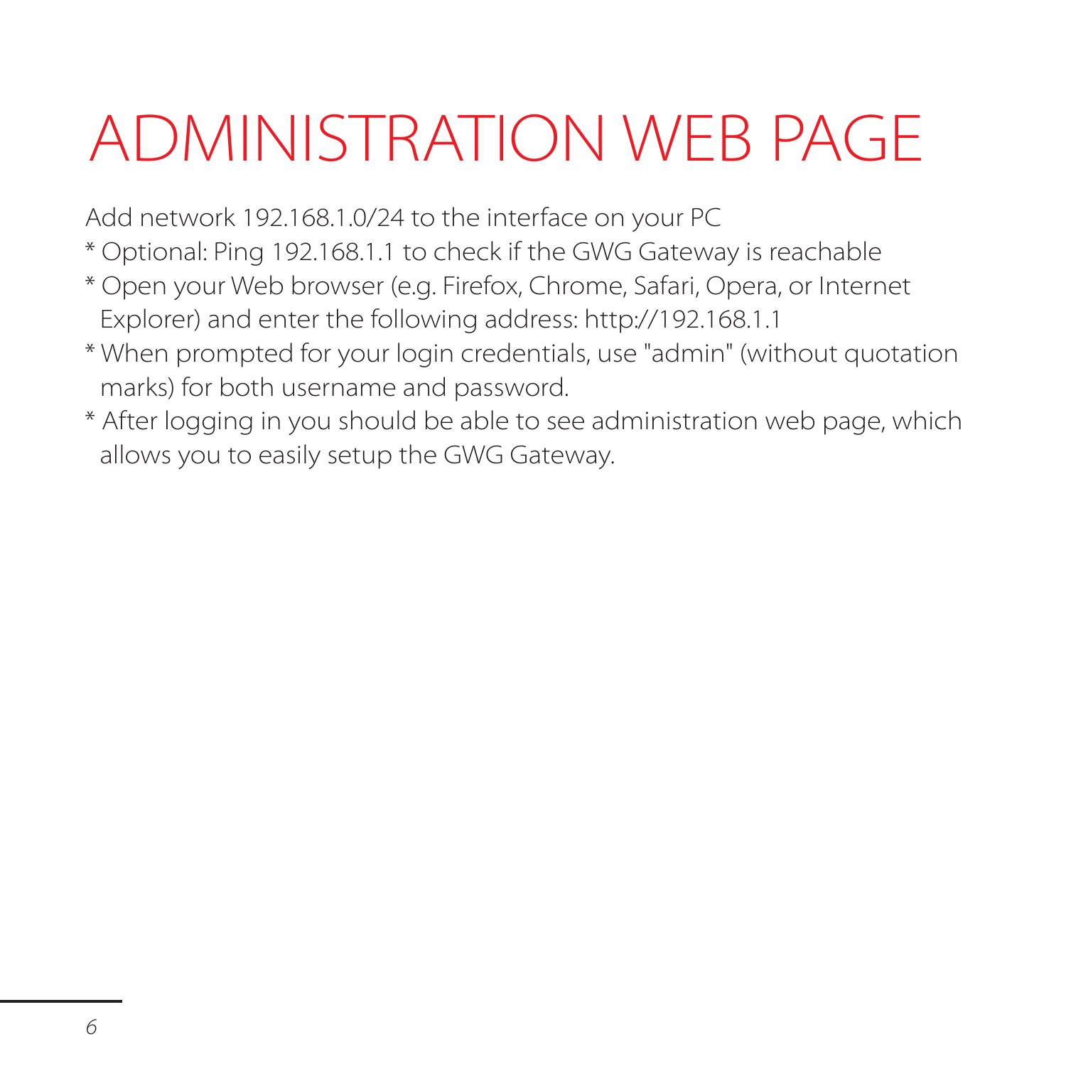# ADMINISTRATION WEB PAGE

Add network 192.168.1.0/24 to the interface on your PC

* Optional: Ping 192.168.1.1 to check if the GWG Gateway is reachable
* Open your Web browser (e.g. Firefox, Chrome, Safari, Opera, or Internet Explorer) and enter the following address: http://192.168.1.1
* When prompted for your login credentials, use "admin" (without quotation marks) for both username and password.
* After logging in you should be able to see administration web page, which allows you to easily setup the GWG Gateway.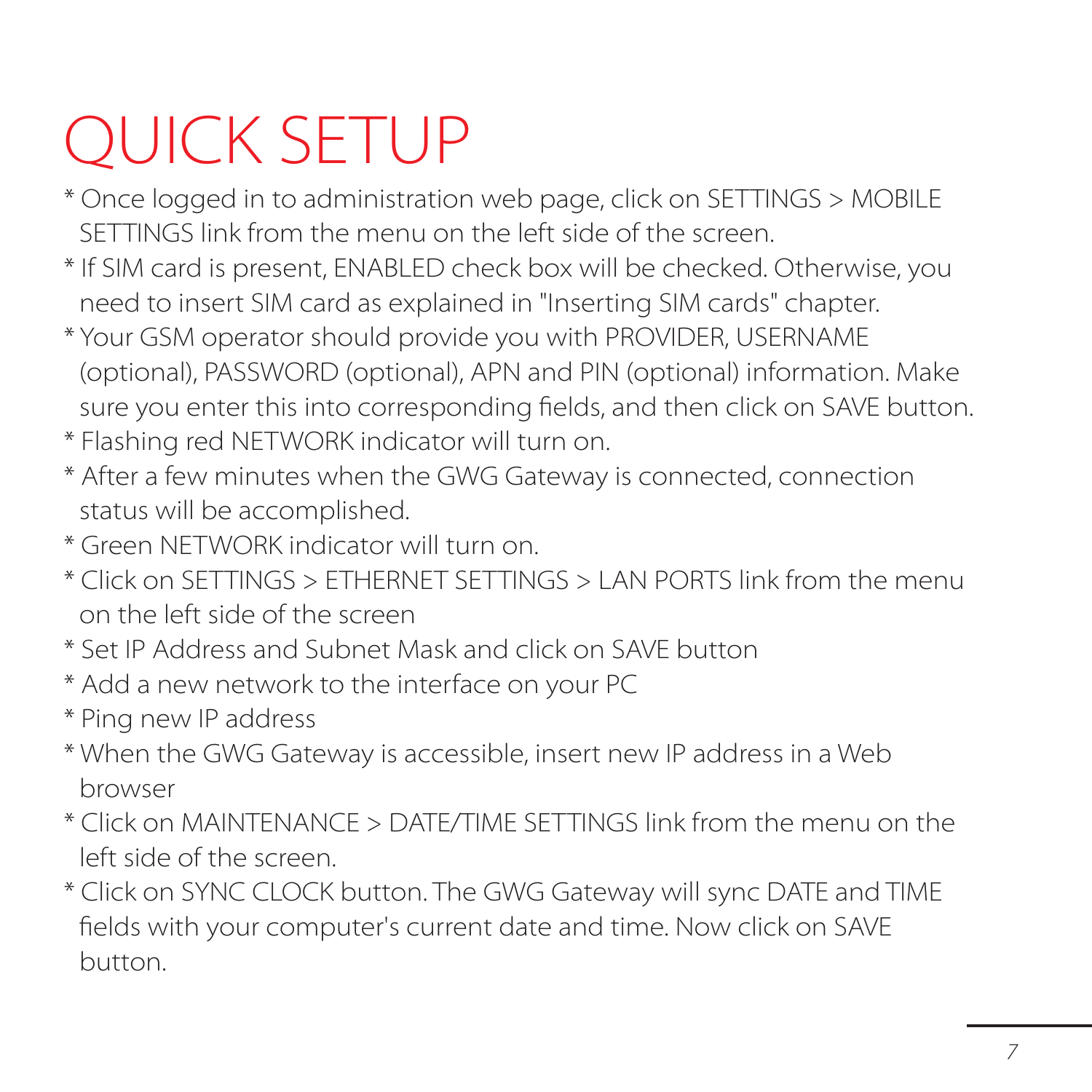# QUICK SETUP

* Once logged in to administration web page, click on SETTINGS > MOBILE SETTINGS link from the menu on the left side of the screen.
* If SIM card is present, ENABLED check box will be checked. Otherwise, you need to insert SIM card as explained in "Inserting SIM cards" chapter.
* Your GSM operator should provide you with PROVIDER, USERNAME (optional), PASSWORD (optional), APN and PIN (optional) information. Make sure you enter this into corresponding fields, and then click on SAVE button.
* Flashing red NETWORK indicator will turn on.
* After a few minutes when the GWG Gateway is connected, connection status will be accomplished.
* Green NETWORK indicator will turn on.
* Click on SETTINGS > ETHERNET SETTINGS > LAN PORTS link from the menu on the left side of the screen
* Set IP Address and Subnet Mask and click on SAVE button
* Add a new network to the interface on your PC
* Ping new IP address
* When the GWG Gateway is accessible, insert new IP address in a Web browser
* Click on MAINTENANCE > DATE/TIME SETTINGS link from the menu on the left side of the screen.
* Click on SYNC CLOCK button. The GWG Gateway will sync DATE and TIME fields with your computer's current date and time. Now click on SAVE button.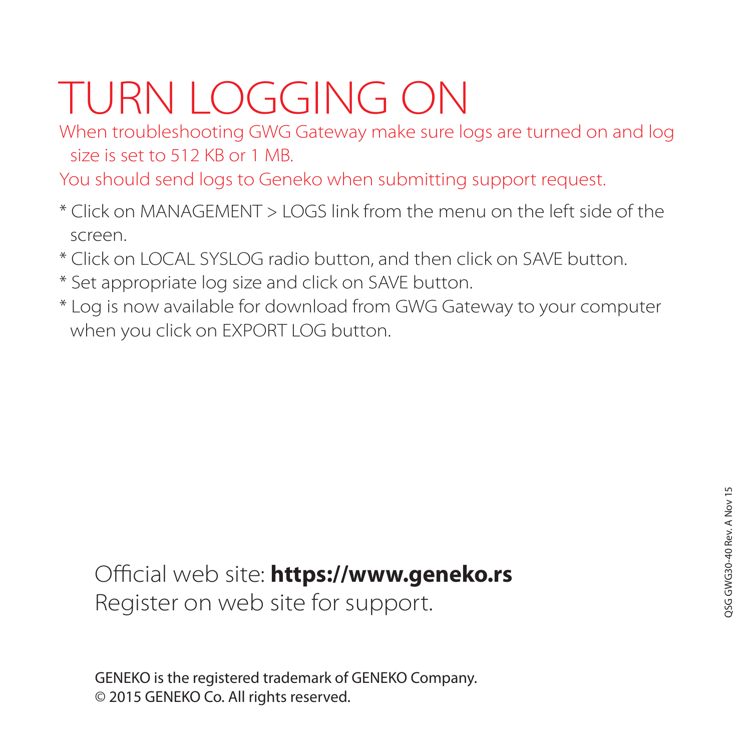# TURN LOGGING ON

When troubleshooting GWG Gateway make sure logs are turned on and log size is set to 512 KB or 1 MB.

You should send logs to Geneko when submitting support request.

* Click on MANAGEMENT > LOGS link from the menu on the left side of the screen.
* Click on LOCAL SYSLOG radio button, and then click on SAVE button.
* Set appropriate log size and click on SAVE button.
* Log is now available for download from GWG Gateway to your computer when you click on EXPORT LOG button.

Official web site: **https://www.geneko.rs**
Register on web site for support.

QSG GWG30-40 Rev. A Nov 15

GENEKO is the registered trademark of GENEKO Company.
© 2015 GENEKO Co. All rights reserved.